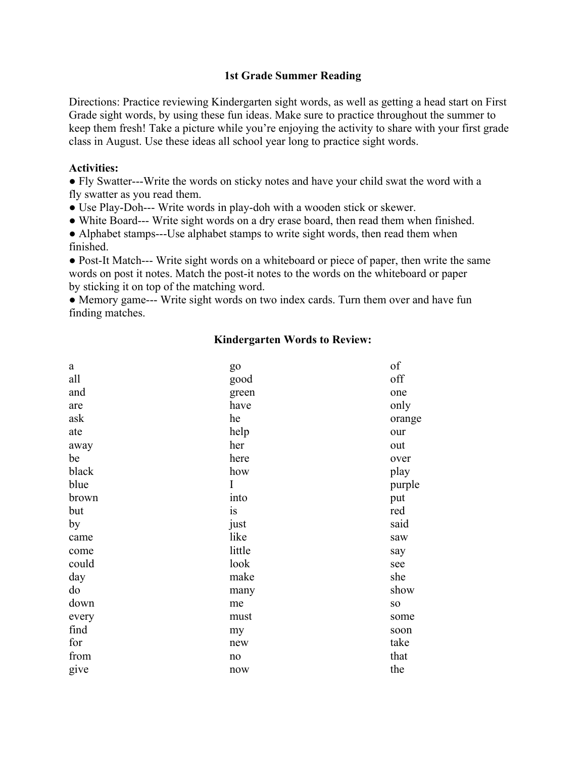# 1st Grade Summer Reading

Directions: Practice reviewing Kindergarten sight words, as well as getting a head start on First Grade sight words, by using these fun ideas. Make sure to practice throughout the summer to keep them fresh! Take a picture while you're enjoying the activity to share with your first grade class in August. Use these ideas all school year long to practice sight words.

**Activities:**

- Fly Swatter---Write the words on sticky notes and have your child swat the word with a fly swatter as you read them.
- Use Play-Doh--- Write words in play-doh with a wooden stick or skewer.
- White Board--- Write sight words on a dry erase board, then read them when finished.
- Alphabet stamps---Use alphabet stamps to write sight words, then read them when finished.
- Post-It Match--- Write sight words on a whiteboard or piece of paper, then write the same words on post it notes. Match the post-it notes to the words on the whiteboard or paper by sticking it on top of the matching word.
- Memory game--- Write sight words on two index cards. Turn them over and have fun finding matches.

## Kindergarten Words to Review:

| | | |
|---|---|---|
| a | go | of |
| all | good | off |
| and | green | one |
| are | have | only |
| ask | he | orange |
| ate | help | our |
| away | her | out |
| be | here | over |
| black | how | play |
| blue | I | purple |
| brown | into | put |
| but | is | red |
| by | just | said |
| came | like | saw |
| come | little | say |
| could | look | see |
| day | make | she |
| do | many | show |
| down | me | so |
| every | must | some |
| find | my | soon |
| for | new | take |
| from | no | that |
| give | now | the |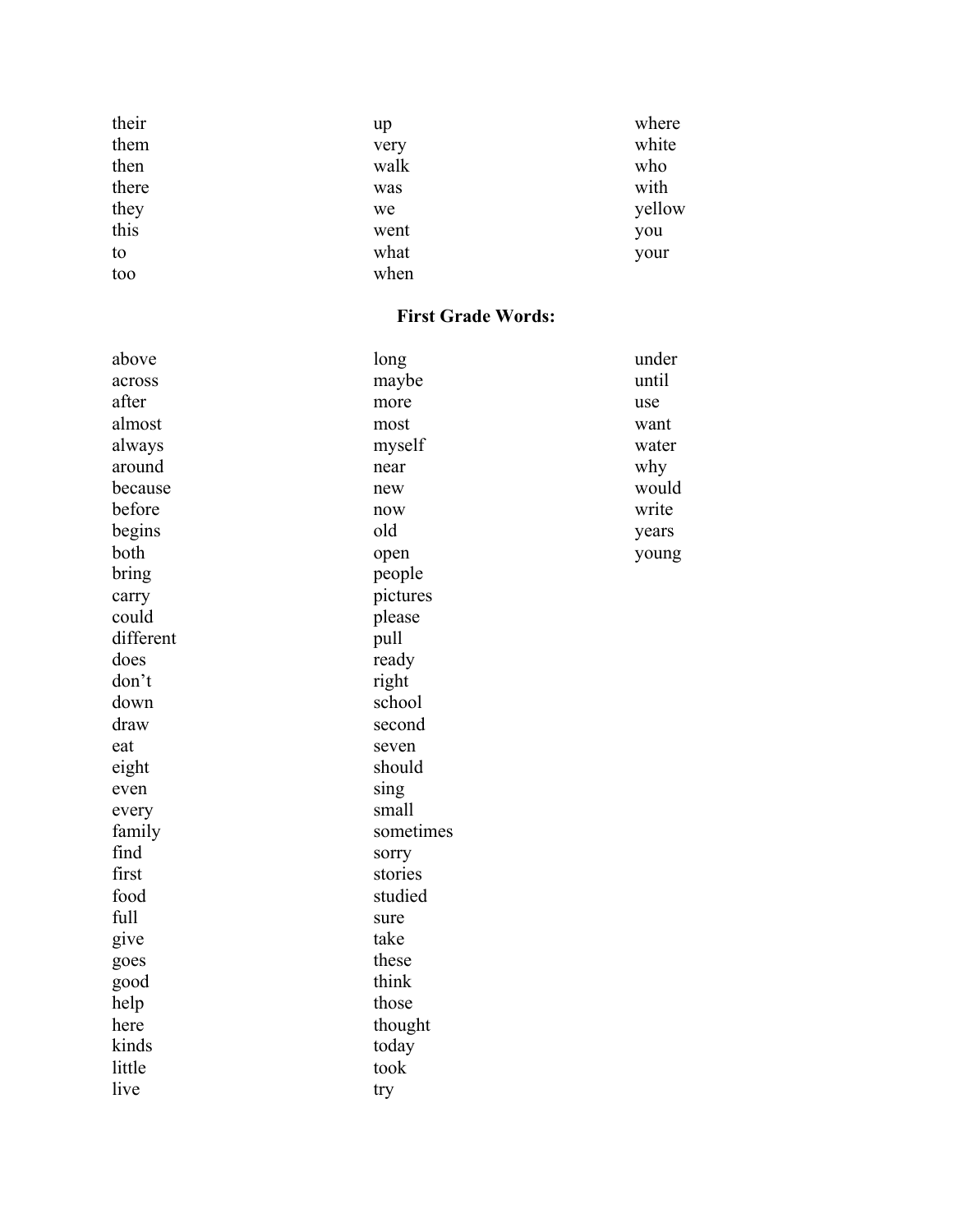their
them
then
there
they
this
to
too
up
very
walk
was
we
went
what
when
where
white
who
with
yellow
you
your

**First Grade Words:**

above
across
after
almost
always
around
because
before
begins
both
bring
carry
could
different
does
don’t
down
draw
eat
eight
even
every
family
find
first
food
full
give
goes
good
help
here
kinds
little
live
long
maybe
more
most
myself
near
new
now
old
open
people
pictures
please
pull
ready
right
school
second
seven
should
sing
small
sometimes
sorry
stories
studied
sure
take
these
think
those
thought
today
took
try
under
until
use
want
water
why
would
write
years
young